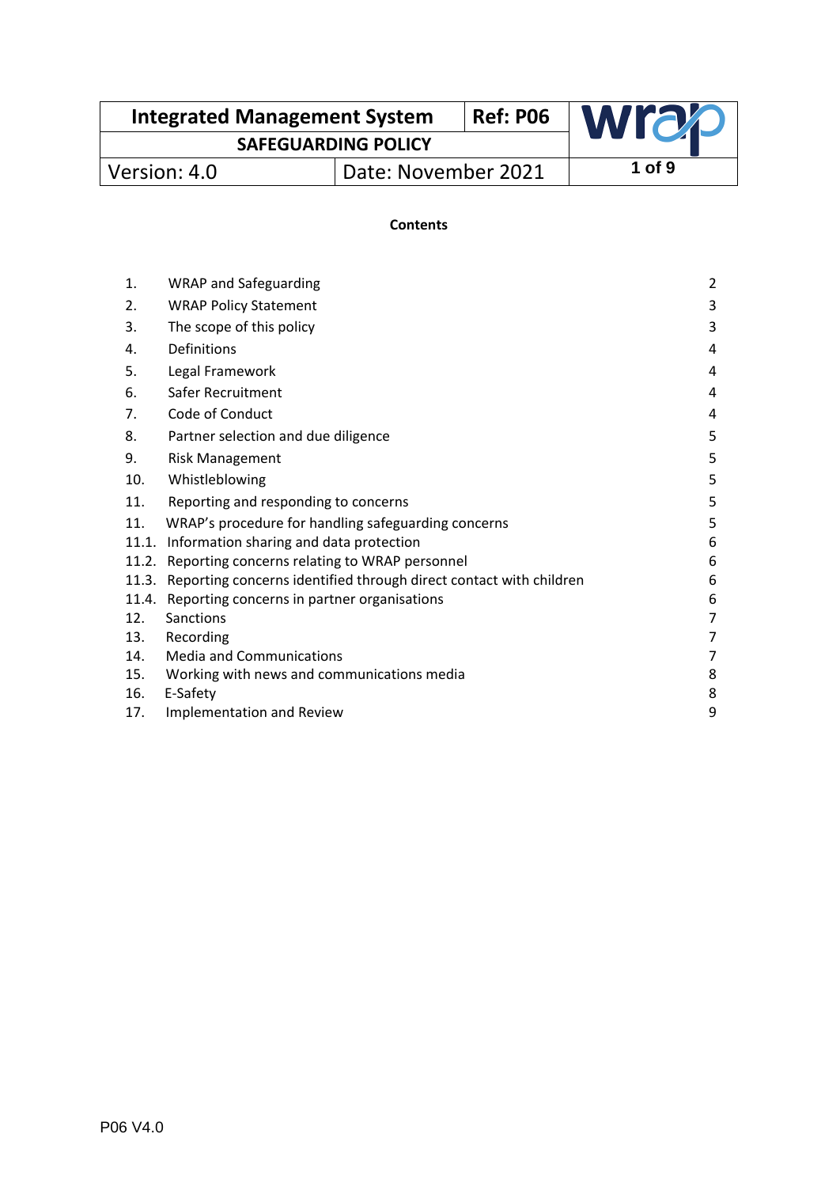| Integrated Management System | Ref: P06 | wrap |
|---|---|---|
| SAFEGUARDING POLICY | | |
| Version: 4.0 | Date: November 2021 | |

**Contents**

| | | |
|---|---|---|
| 1. | WRAP and Safeguarding | 2 |
| 2. | WRAP Policy Statement | 3 |
| 3. | The scope of this policy | 3 |
| 4. | Definitions | 4 |
| 5. | Legal Framework | 4 |
| 6. | Safer Recruitment | 4 |
| 7. | Code of Conduct | 4 |
| 8. | Partner selection and due diligence | 5 |
| 9. | Risk Management | 5 |
| 10. | Whistleblowing | 5 |
| 11. | Reporting and responding to concerns | 5 |
| 11. | WRAP's procedure for handling safeguarding concerns | 5 |
| 11.1. | Information sharing and data protection | 6 |
| 11.2. | Reporting concerns relating to WRAP personnel | 6 |
| 11.3. | Reporting concerns identified through direct contact with children | 6 |
| 11.4. | Reporting concerns in partner organisations | 6 |
| 12. | Sanctions | 7 |
| 13. | Recording | 7 |
| 14. | Media and Communications | 7 |
| 15. | Working with news and communications media | 8 |
| 16. | E-Safety | 8 |
| 17. | Implementation and Review | 9 |

P06 V4.0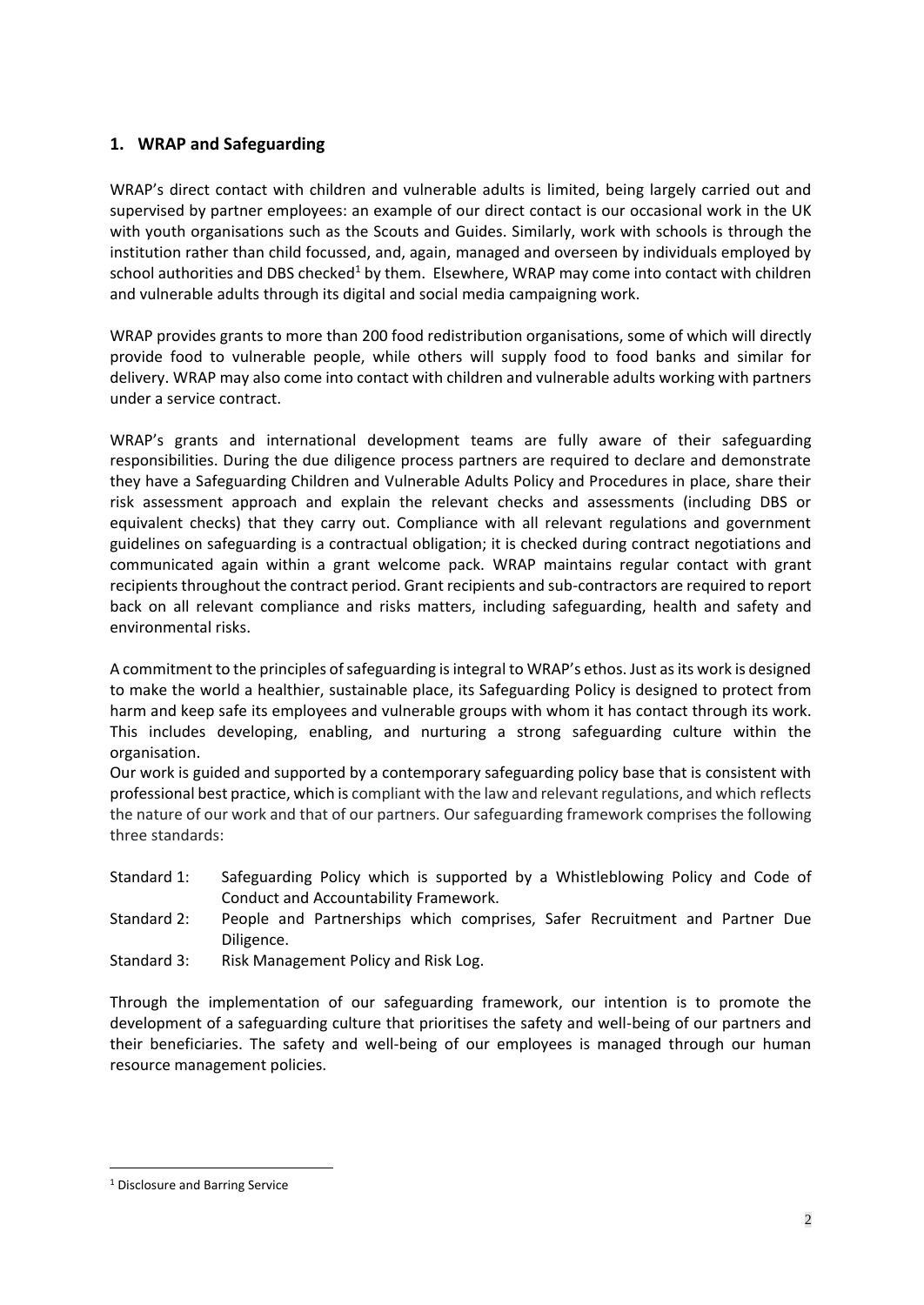## 1. WRAP and Safeguarding

WRAP's direct contact with children and vulnerable adults is limited, being largely carried out and supervised by partner employees: an example of our direct contact is our occasional work in the UK with youth organisations such as the Scouts and Guides. Similarly, work with schools is through the institution rather than child focussed, and, again, managed and overseen by individuals employed by school authorities and DBS checked[1] by them. Elsewhere, WRAP may come into contact with children and vulnerable adults through its digital and social media campaigning work.

WRAP provides grants to more than 200 food redistribution organisations, some of which will directly provide food to vulnerable people, while others will supply food to food banks and similar for delivery. WRAP may also come into contact with children and vulnerable adults working with partners under a service contract.

WRAP's grants and international development teams are fully aware of their safeguarding responsibilities. During the due diligence process partners are required to declare and demonstrate they have a Safeguarding Children and Vulnerable Adults Policy and Procedures in place, share their risk assessment approach and explain the relevant checks and assessments (including DBS or equivalent checks) that they carry out. Compliance with all relevant regulations and government guidelines on safeguarding is a contractual obligation; it is checked during contract negotiations and communicated again within a grant welcome pack. WRAP maintains regular contact with grant recipients throughout the contract period. Grant recipients and sub-contractors are required to report back on all relevant compliance and risks matters, including safeguarding, health and safety and environmental risks.

A commitment to the principles of safeguarding is integral to WRAP's ethos. Just as its work is designed to make the world a healthier, sustainable place, its Safeguarding Policy is designed to protect from harm and keep safe its employees and vulnerable groups with whom it has contact through its work. This includes developing, enabling, and nurturing a strong safeguarding culture within the organisation.

Our work is guided and supported by a contemporary safeguarding policy base that is consistent with professional best practice, which is compliant with the law and relevant regulations, and which reflects the nature of our work and that of our partners. Our safeguarding framework comprises the following three standards:

- Standard 1: Safeguarding Policy which is supported by a Whistleblowing Policy and Code of Conduct and Accountability Framework.
- Standard 2: People and Partnerships which comprises, Safer Recruitment and Partner Due Diligence.
- Standard 3: Risk Management Policy and Risk Log.

Through the implementation of our safeguarding framework, our intention is to promote the development of a safeguarding culture that prioritises the safety and well-being of our partners and their beneficiaries. The safety and well-being of our employees is managed through our human resource management policies.

[1] Disclosure and Barring Service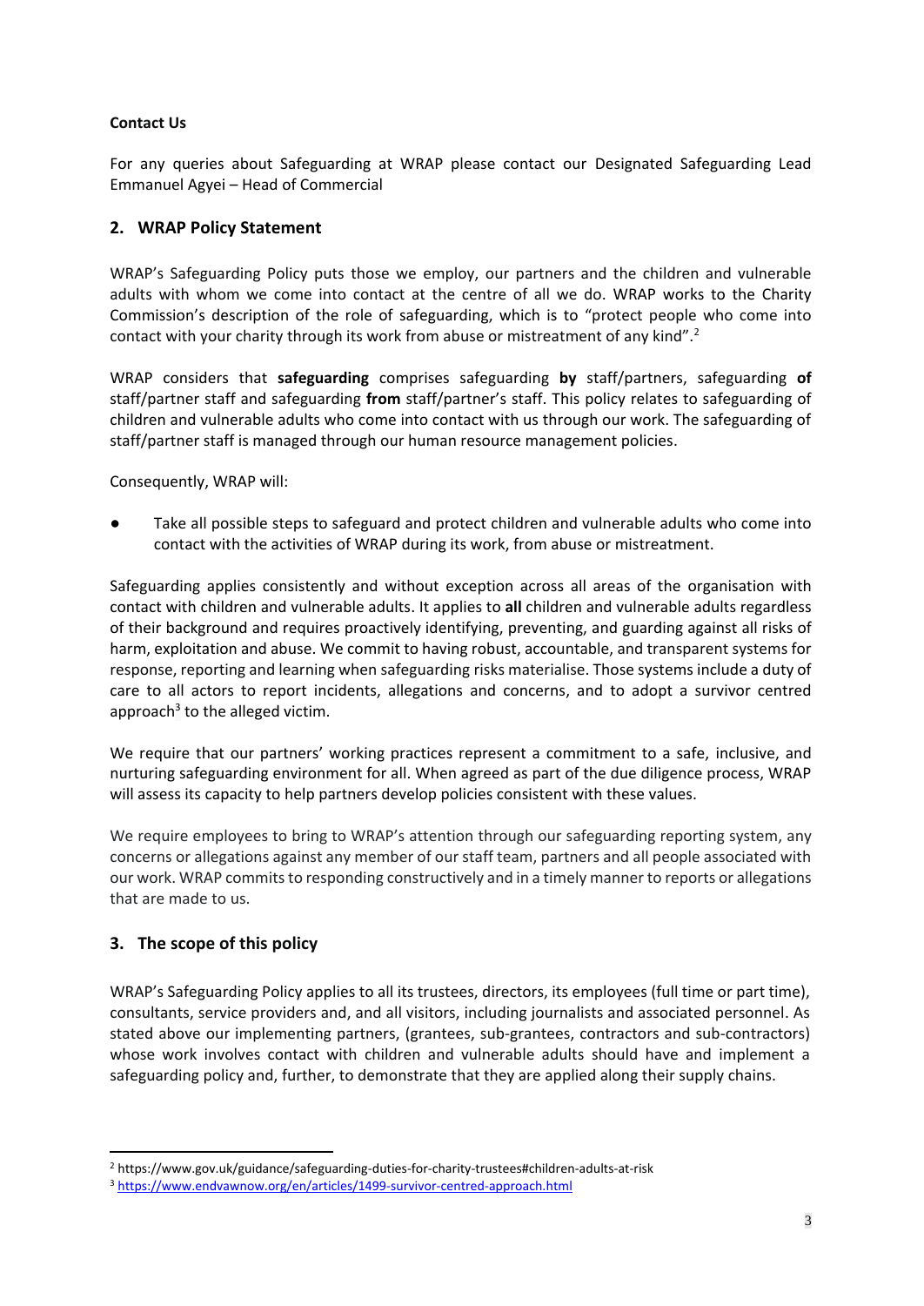**Contact Us**

For any queries about Safeguarding at WRAP please contact our Designated Safeguarding Lead Emmanuel Agyei – Head of Commercial

## 2. WRAP Policy Statement

WRAP's Safeguarding Policy puts those we employ, our partners and the children and vulnerable adults with whom we come into contact at the centre of all we do. WRAP works to the Charity Commission's description of the role of safeguarding, which is to "protect people who come into contact with your charity through its work from abuse or mistreatment of any kind".[2]

WRAP considers that **safeguarding** comprises safeguarding **by** staff/partners, safeguarding **of** staff/partner staff and safeguarding **from** staff/partner's staff. This policy relates to safeguarding of children and vulnerable adults who come into contact with us through our work. The safeguarding of staff/partner staff is managed through our human resource management policies.

Consequently, WRAP will:

- Take all possible steps to safeguard and protect children and vulnerable adults who come into contact with the activities of WRAP during its work, from abuse or mistreatment.

Safeguarding applies consistently and without exception across all areas of the organisation with contact with children and vulnerable adults. It applies to **all** children and vulnerable adults regardless of their background and requires proactively identifying, preventing, and guarding against all risks of harm, exploitation and abuse. We commit to having robust, accountable, and transparent systems for response, reporting and learning when safeguarding risks materialise. Those systems include a duty of care to all actors to report incidents, allegations and concerns, and to adopt a survivor centred approach[3] to the alleged victim.

We require that our partners' working practices represent a commitment to a safe, inclusive, and nurturing safeguarding environment for all. When agreed as part of the due diligence process, WRAP will assess its capacity to help partners develop policies consistent with these values.

We require employees to bring to WRAP's attention through our safeguarding reporting system, any concerns or allegations against any member of our staff team, partners and all people associated with our work. WRAP commits to responding constructively and in a timely manner to reports or allegations that are made to us.

## 3. The scope of this policy

WRAP's Safeguarding Policy applies to all its trustees, directors, its employees (full time or part time), consultants, service providers and, and all visitors, including journalists and associated personnel. As stated above our implementing partners, (grantees, sub-grantees, contractors and sub-contractors) whose work involves contact with children and vulnerable adults should have and implement a safeguarding policy and, further, to demonstrate that they are applied along their supply chains.

---

[2] https://www.gov.uk/guidance/safeguarding-duties-for-charity-trustees#children-adults-at-risk

[3] https://www.endvawnow.org/en/articles/1499-survivor-centred-approach.html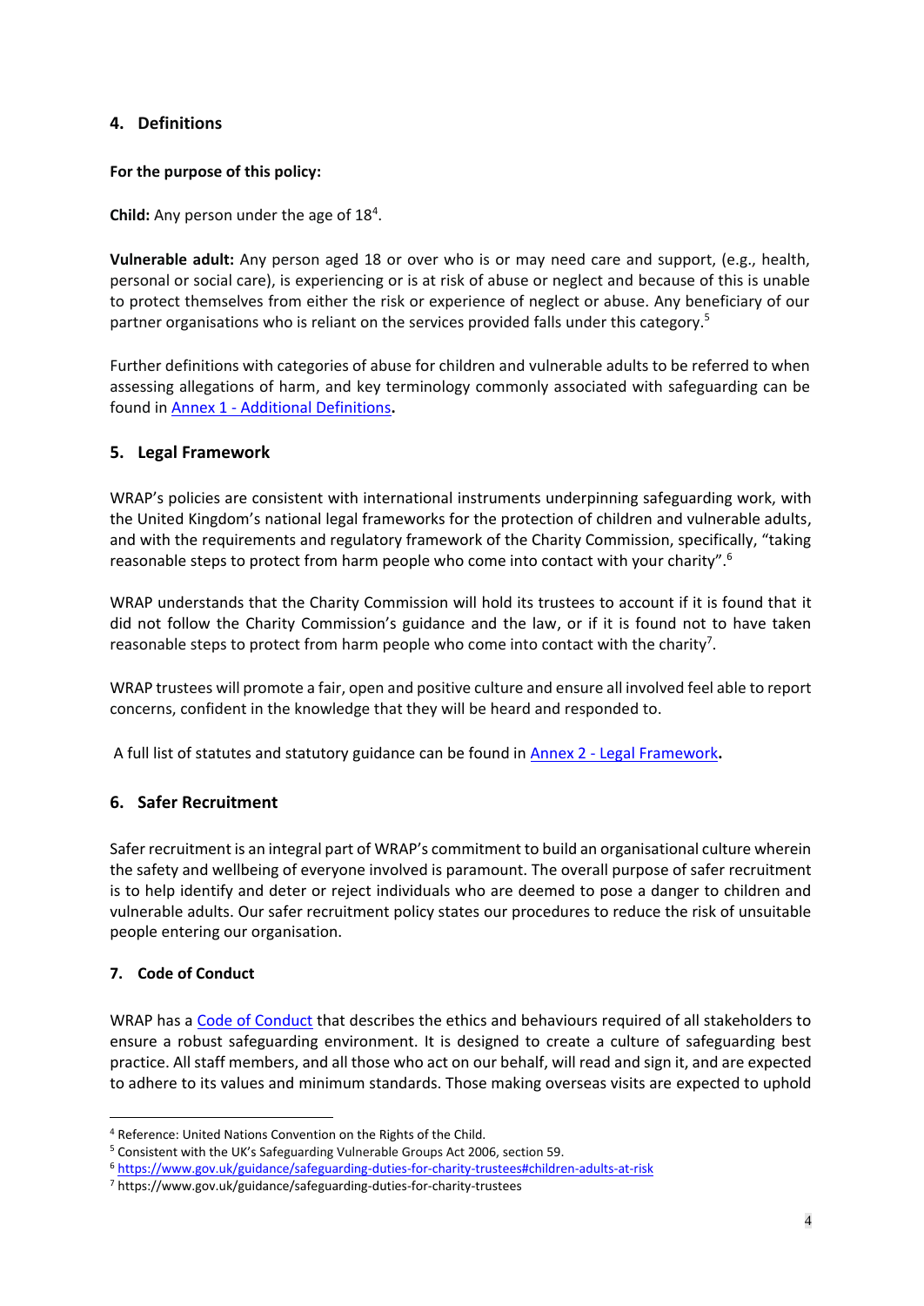## 4. Definitions

**For the purpose of this policy:**

**Child:** Any person under the age of 18[4].

**Vulnerable adult:** Any person aged 18 or over who is or may need care and support, (e.g., health, personal or social care), is experiencing or is at risk of abuse or neglect and because of this is unable to protect themselves from either the risk or experience of neglect or abuse. Any beneficiary of our partner organisations who is reliant on the services provided falls under this category.[5]

Further definitions with categories of abuse for children and vulnerable adults to be referred to when assessing allegations of harm, and key terminology commonly associated with safeguarding can be found in [Annex 1 - Additional Definitions](#).

## 5. Legal Framework

WRAP's policies are consistent with international instruments underpinning safeguarding work, with the United Kingdom's national legal frameworks for the protection of children and vulnerable adults, and with the requirements and regulatory framework of the Charity Commission, specifically, "taking reasonable steps to protect from harm people who come into contact with your charity".[6]

WRAP understands that the Charity Commission will hold its trustees to account if it is found that it did not follow the Charity Commission's guidance and the law, or if it is found not to have taken reasonable steps to protect from harm people who come into contact with the charity[7].

WRAP trustees will promote a fair, open and positive culture and ensure all involved feel able to report concerns, confident in the knowledge that they will be heard and responded to.

A full list of statutes and statutory guidance can be found in [Annex 2 - Legal Framework](#).

## 6. Safer Recruitment

Safer recruitment is an integral part of WRAP's commitment to build an organisational culture wherein the safety and wellbeing of everyone involved is paramount. The overall purpose of safer recruitment is to help identify and deter or reject individuals who are deemed to pose a danger to children and vulnerable adults. Our safer recruitment policy states our procedures to reduce the risk of unsuitable people entering our organisation.

### 7. Code of Conduct

WRAP has a [Code of Conduct](#) that describes the ethics and behaviours required of all stakeholders to ensure a robust safeguarding environment. It is designed to create a culture of safeguarding best practice. All staff members, and all those who act on our behalf, will read and sign it, and are expected to adhere to its values and minimum standards. Those making overseas visits are expected to uphold

---

[4] Reference: United Nations Convention on the Rights of the Child.

[5] Consistent with the UK's Safeguarding Vulnerable Groups Act 2006, section 59.

[6] https://www.gov.uk/guidance/safeguarding-duties-for-charity-trustees#children-adults-at-risk

[7] https://www.gov.uk/guidance/safeguarding-duties-for-charity-trustees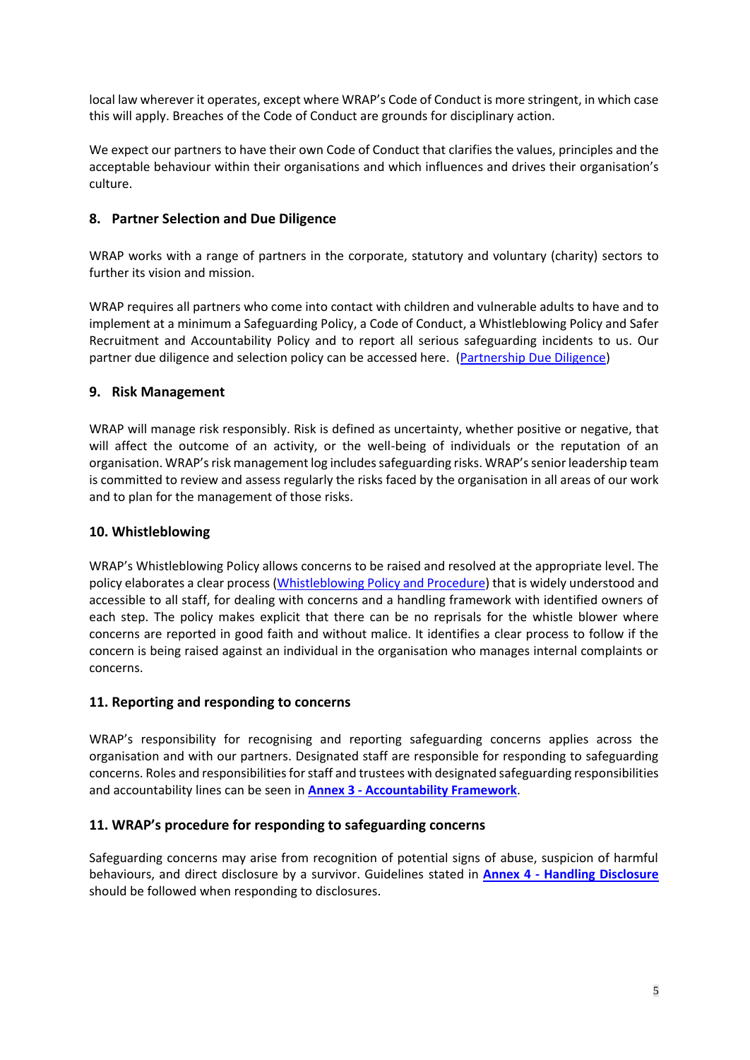local law wherever it operates, except where WRAP's Code of Conduct is more stringent, in which case this will apply. Breaches of the Code of Conduct are grounds for disciplinary action.

We expect our partners to have their own Code of Conduct that clarifies the values, principles and the acceptable behaviour within their organisations and which influences and drives their organisation's culture.

## 8. Partner Selection and Due Diligence

WRAP works with a range of partners in the corporate, statutory and voluntary (charity) sectors to further its vision and mission.

WRAP requires all partners who come into contact with children and vulnerable adults to have and to implement at a minimum a Safeguarding Policy, a Code of Conduct, a Whistleblowing Policy and Safer Recruitment and Accountability Policy and to report all serious safeguarding incidents to us. Our partner due diligence and selection policy can be accessed here. (Partnership Due Diligence)

## 9. Risk Management

WRAP will manage risk responsibly. Risk is defined as uncertainty, whether positive or negative, that will affect the outcome of an activity, or the well-being of individuals or the reputation of an organisation. WRAP's risk management log includes safeguarding risks. WRAP's senior leadership team is committed to review and assess regularly the risks faced by the organisation in all areas of our work and to plan for the management of those risks.

## 10. Whistleblowing

WRAP's Whistleblowing Policy allows concerns to be raised and resolved at the appropriate level. The policy elaborates a clear process (Whistleblowing Policy and Procedure) that is widely understood and accessible to all staff, for dealing with concerns and a handling framework with identified owners of each step. The policy makes explicit that there can be no reprisals for the whistle blower where concerns are reported in good faith and without malice. It identifies a clear process to follow if the concern is being raised against an individual in the organisation who manages internal complaints or concerns.

## 11. Reporting and responding to concerns

WRAP's responsibility for recognising and reporting safeguarding concerns applies across the organisation and with our partners. Designated staff are responsible for responding to safeguarding concerns. Roles and responsibilities for staff and trustees with designated safeguarding responsibilities and accountability lines can be seen in **Annex 3 - Accountability Framework**.

## 11. WRAP's procedure for responding to safeguarding concerns

Safeguarding concerns may arise from recognition of potential signs of abuse, suspicion of harmful behaviours, and direct disclosure by a survivor. Guidelines stated in **Annex 4 - Handling Disclosure** should be followed when responding to disclosures.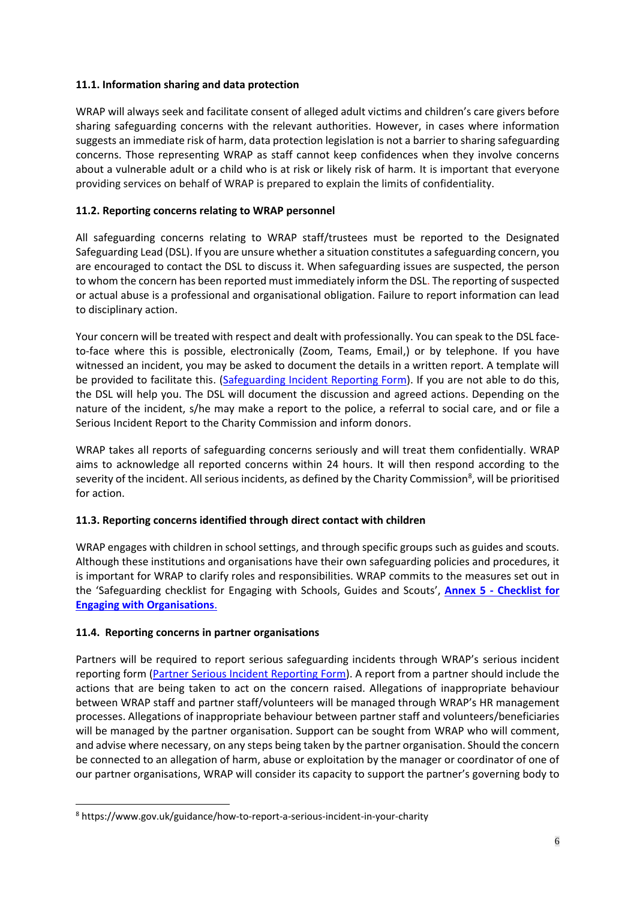### 11.1. Information sharing and data protection

WRAP will always seek and facilitate consent of alleged adult victims and children's care givers before sharing safeguarding concerns with the relevant authorities. However, in cases where information suggests an immediate risk of harm, data protection legislation is not a barrier to sharing safeguarding concerns. Those representing WRAP as staff cannot keep confidences when they involve concerns about a vulnerable adult or a child who is at risk or likely risk of harm. It is important that everyone providing services on behalf of WRAP is prepared to explain the limits of confidentiality.

### 11.2. Reporting concerns relating to WRAP personnel

All safeguarding concerns relating to WRAP staff/trustees must be reported to the Designated Safeguarding Lead (DSL). If you are unsure whether a situation constitutes a safeguarding concern, you are encouraged to contact the DSL to discuss it. When safeguarding issues are suspected, the person to whom the concern has been reported must immediately inform the DSL. The reporting of suspected or actual abuse is a professional and organisational obligation. Failure to report information can lead to disciplinary action.

Your concern will be treated with respect and dealt with professionally. You can speak to the DSL face-to-face where this is possible, electronically (Zoom, Teams, Email,) or by telephone. If you have witnessed an incident, you may be asked to document the details in a written report. A template will be provided to facilitate this. (Safeguarding Incident Reporting Form). If you are not able to do this, the DSL will help you. The DSL will document the discussion and agreed actions. Depending on the nature of the incident, s/he may make a report to the police, a referral to social care, and or file a Serious Incident Report to the Charity Commission and inform donors.

WRAP takes all reports of safeguarding concerns seriously and will treat them confidentially. WRAP aims to acknowledge all reported concerns within 24 hours. It will then respond according to the severity of the incident. All serious incidents, as defined by the Charity Commission[8], will be prioritised for action.

### 11.3. Reporting concerns identified through direct contact with children

WRAP engages with children in school settings, and through specific groups such as guides and scouts. Although these institutions and organisations have their own safeguarding policies and procedures, it is important for WRAP to clarify roles and responsibilities. WRAP commits to the measures set out in the 'Safeguarding checklist for Engaging with Schools, Guides and Scouts', **Annex 5 - Checklist for Engaging with Organisations**.

### 11.4. Reporting concerns in partner organisations

Partners will be required to report serious safeguarding incidents through WRAP's serious incident reporting form (Partner Serious Incident Reporting Form). A report from a partner should include the actions that are being taken to act on the concern raised. Allegations of inappropriate behaviour between WRAP staff and partner staff/volunteers will be managed through WRAP's HR management processes. Allegations of inappropriate behaviour between partner staff and volunteers/beneficiaries will be managed by the partner organisation. Support can be sought from WRAP who will comment, and advise where necessary, on any steps being taken by the partner organisation. Should the concern be connected to an allegation of harm, abuse or exploitation by the manager or coordinator of one of our partner organisations, WRAP will consider its capacity to support the partner's governing body to

[8] https://www.gov.uk/guidance/how-to-report-a-serious-incident-in-your-charity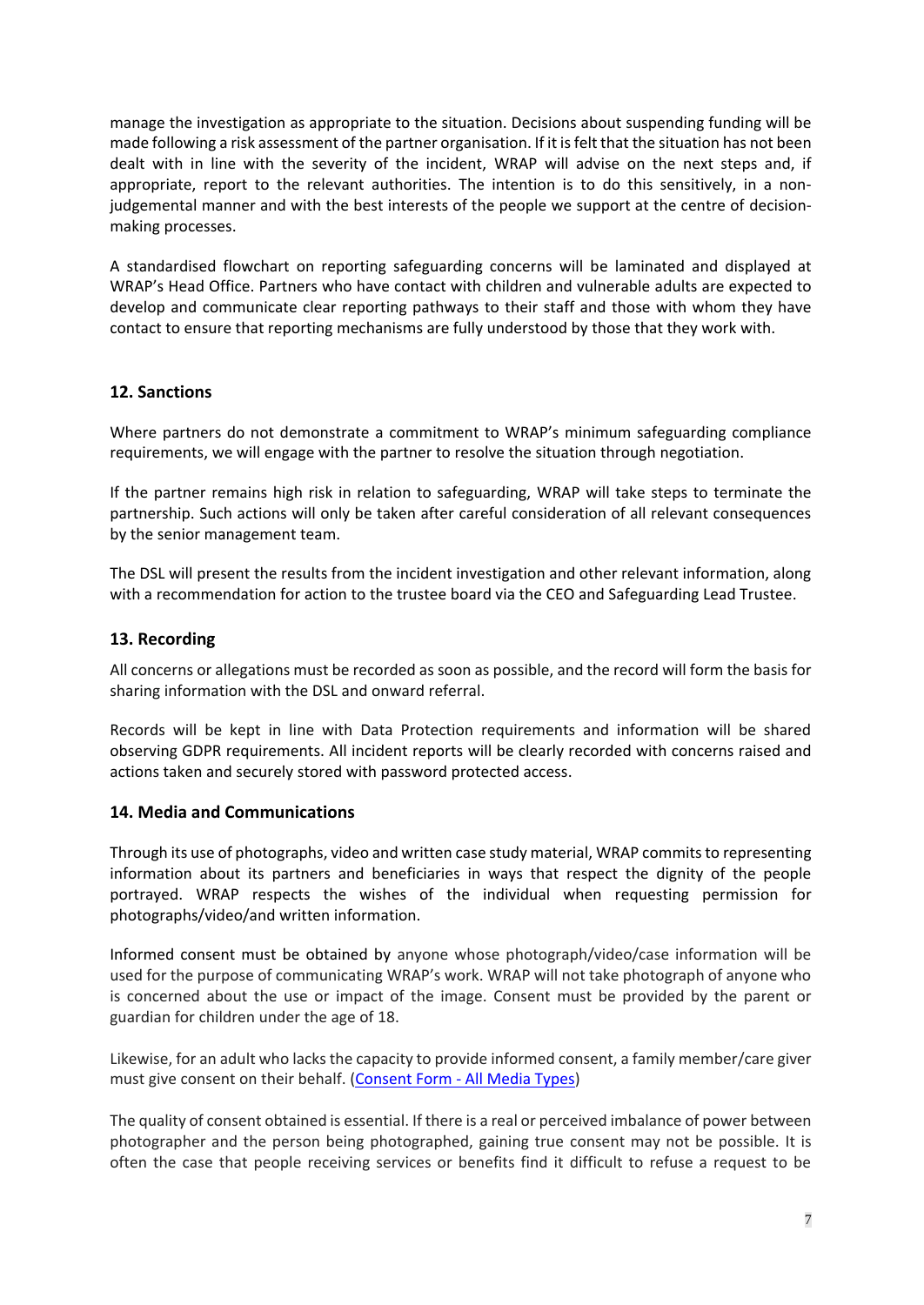manage the investigation as appropriate to the situation. Decisions about suspending funding will be made following a risk assessment of the partner organisation. If it is felt that the situation has not been dealt with in line with the severity of the incident, WRAP will advise on the next steps and, if appropriate, report to the relevant authorities. The intention is to do this sensitively, in a non-judgemental manner and with the best interests of the people we support at the centre of decision-making processes.

A standardised flowchart on reporting safeguarding concerns will be laminated and displayed at WRAP's Head Office. Partners who have contact with children and vulnerable adults are expected to develop and communicate clear reporting pathways to their staff and those with whom they have contact to ensure that reporting mechanisms are fully understood by those that they work with.

## 12. Sanctions

Where partners do not demonstrate a commitment to WRAP's minimum safeguarding compliance requirements, we will engage with the partner to resolve the situation through negotiation.

If the partner remains high risk in relation to safeguarding, WRAP will take steps to terminate the partnership. Such actions will only be taken after careful consideration of all relevant consequences by the senior management team.

The DSL will present the results from the incident investigation and other relevant information, along with a recommendation for action to the trustee board via the CEO and Safeguarding Lead Trustee.

## 13. Recording

All concerns or allegations must be recorded as soon as possible, and the record will form the basis for sharing information with the DSL and onward referral.

Records will be kept in line with Data Protection requirements and information will be shared observing GDPR requirements. All incident reports will be clearly recorded with concerns raised and actions taken and securely stored with password protected access.

## 14. Media and Communications

Through its use of photographs, video and written case study material, WRAP commits to representing information about its partners and beneficiaries in ways that respect the dignity of the people portrayed. WRAP respects the wishes of the individual when requesting permission for photographs/video/and written information.

Informed consent must be obtained by anyone whose photograph/video/case information will be used for the purpose of communicating WRAP's work. WRAP will not take photograph of anyone who is concerned about the use or impact of the image. Consent must be provided by the parent or guardian for children under the age of 18.

Likewise, for an adult who lacks the capacity to provide informed consent, a family member/care giver must give consent on their behalf. (Consent Form - All Media Types)

The quality of consent obtained is essential. If there is a real or perceived imbalance of power between photographer and the person being photographed, gaining true consent may not be possible. It is often the case that people receiving services or benefits find it difficult to refuse a request to be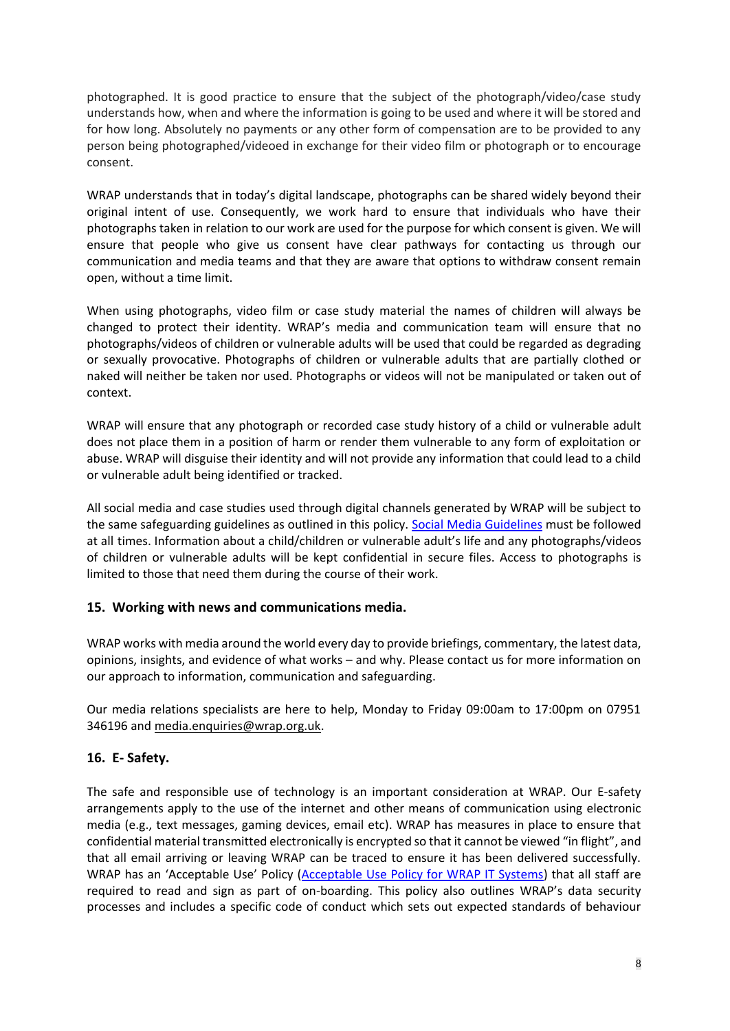photographed. It is good practice to ensure that the subject of the photograph/video/case study understands how, when and where the information is going to be used and where it will be stored and for how long. Absolutely no payments or any other form of compensation are to be provided to any person being photographed/videoed in exchange for their video film or photograph or to encourage consent.

WRAP understands that in today's digital landscape, photographs can be shared widely beyond their original intent of use. Consequently, we work hard to ensure that individuals who have their photographs taken in relation to our work are used for the purpose for which consent is given. We will ensure that people who give us consent have clear pathways for contacting us through our communication and media teams and that they are aware that options to withdraw consent remain open, without a time limit.

When using photographs, video film or case study material the names of children will always be changed to protect their identity. WRAP's media and communication team will ensure that no photographs/videos of children or vulnerable adults will be used that could be regarded as degrading or sexually provocative. Photographs of children or vulnerable adults that are partially clothed or naked will neither be taken nor used. Photographs or videos will not be manipulated or taken out of context.

WRAP will ensure that any photograph or recorded case study history of a child or vulnerable adult does not place them in a position of harm or render them vulnerable to any form of exploitation or abuse. WRAP will disguise their identity and will not provide any information that could lead to a child or vulnerable adult being identified or tracked.

All social media and case studies used through digital channels generated by WRAP will be subject to the same safeguarding guidelines as outlined in this policy. Social Media Guidelines must be followed at all times. Information about a child/children or vulnerable adult's life and any photographs/videos of children or vulnerable adults will be kept confidential in secure files. Access to photographs is limited to those that need them during the course of their work.

## 15. Working with news and communications media.

WRAP works with media around the world every day to provide briefings, commentary, the latest data, opinions, insights, and evidence of what works – and why. Please contact us for more information on our approach to information, communication and safeguarding.

Our media relations specialists are here to help, Monday to Friday 09:00am to 17:00pm on 07951 346196 and media.enquiries@wrap.org.uk.

## 16. E- Safety.

The safe and responsible use of technology is an important consideration at WRAP. Our E-safety arrangements apply to the use of the internet and other means of communication using electronic media (e.g., text messages, gaming devices, email etc). WRAP has measures in place to ensure that confidential material transmitted electronically is encrypted so that it cannot be viewed "in flight", and that all email arriving or leaving WRAP can be traced to ensure it has been delivered successfully. WRAP has an 'Acceptable Use' Policy (Acceptable Use Policy for WRAP IT Systems) that all staff are required to read and sign as part of on-boarding. This policy also outlines WRAP's data security processes and includes a specific code of conduct which sets out expected standards of behaviour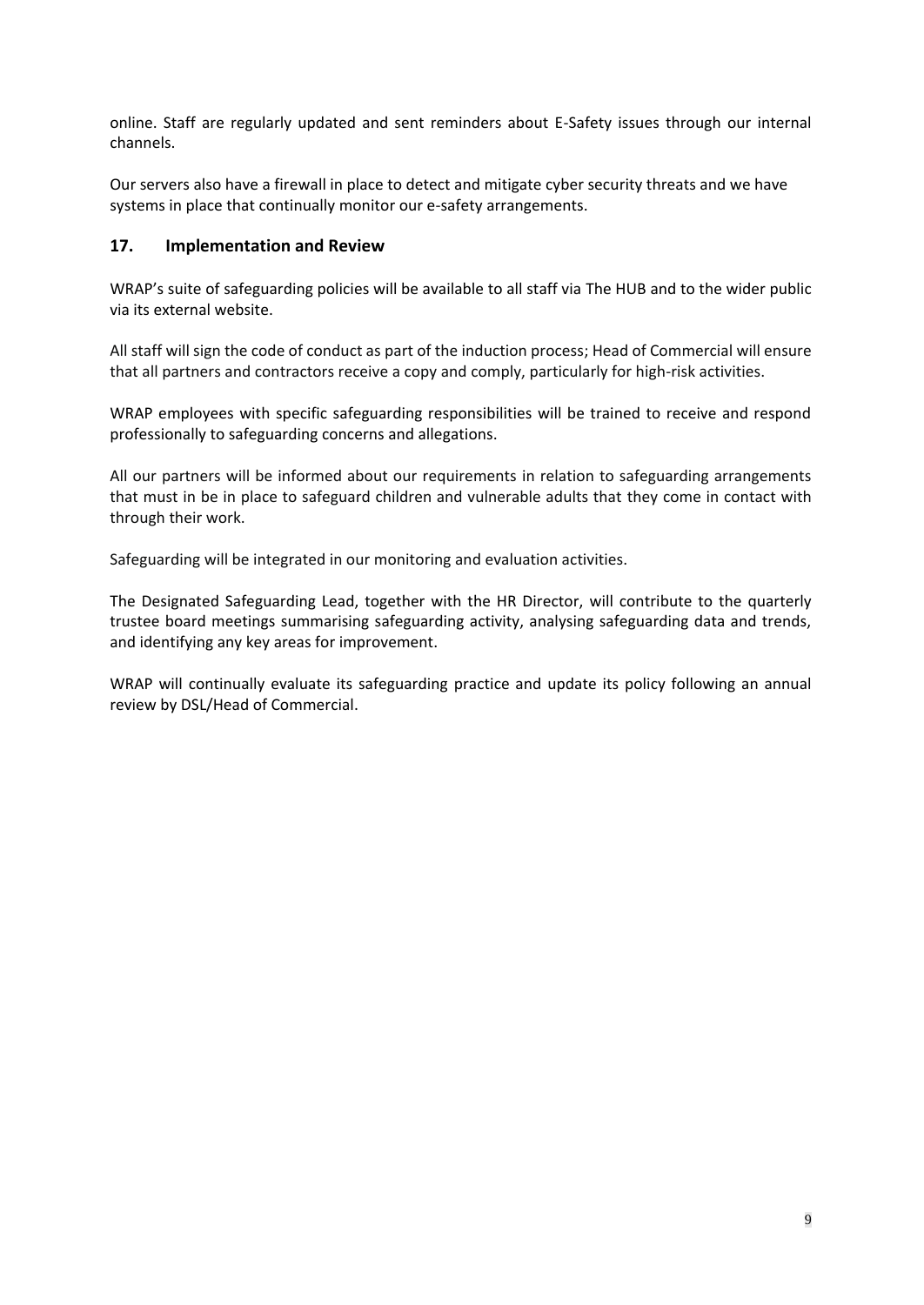online. Staff are regularly updated and sent reminders about E-Safety issues through our internal channels.

Our servers also have a firewall in place to detect and mitigate cyber security threats and we have systems in place that continually monitor our e-safety arrangements.

## 17. Implementation and Review

WRAP's suite of safeguarding policies will be available to all staff via The HUB and to the wider public via its external website.

All staff will sign the code of conduct as part of the induction process; Head of Commercial will ensure that all partners and contractors receive a copy and comply, particularly for high-risk activities.

WRAP employees with specific safeguarding responsibilities will be trained to receive and respond professionally to safeguarding concerns and allegations.

All our partners will be informed about our requirements in relation to safeguarding arrangements that must in be in place to safeguard children and vulnerable adults that they come in contact with through their work.

Safeguarding will be integrated in our monitoring and evaluation activities.

The Designated Safeguarding Lead, together with the HR Director, will contribute to the quarterly trustee board meetings summarising safeguarding activity, analysing safeguarding data and trends, and identifying any key areas for improvement.

WRAP will continually evaluate its safeguarding practice and update its policy following an annual review by DSL/Head of Commercial.